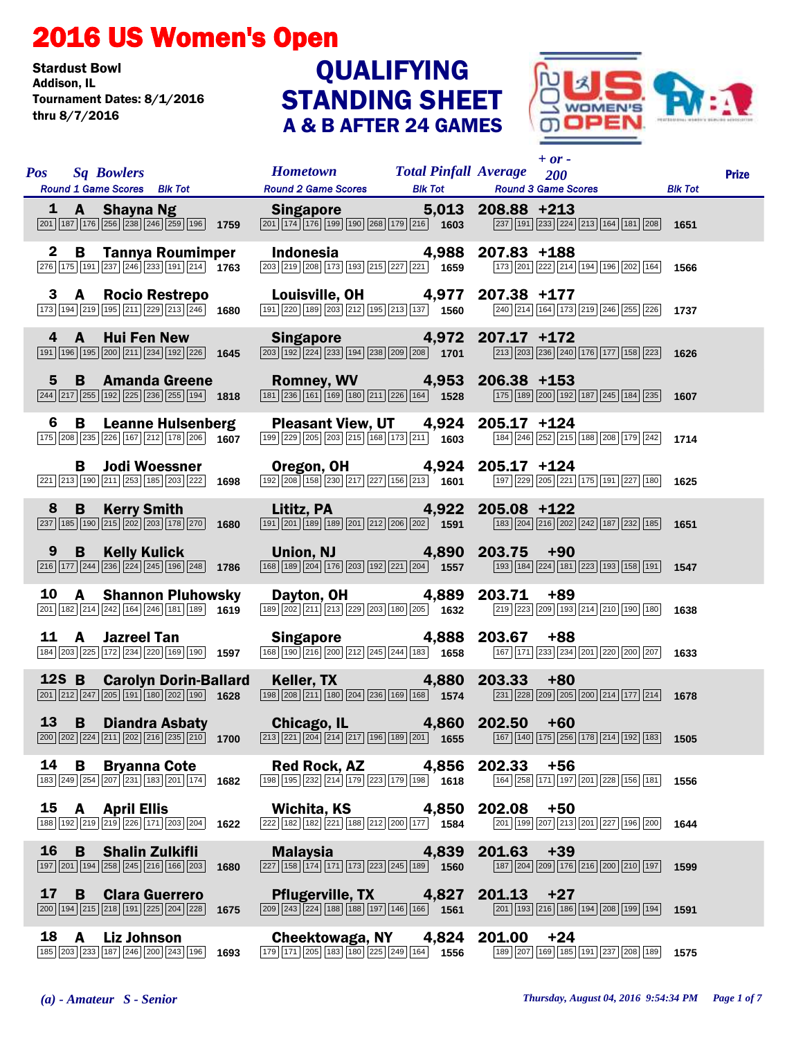# 2016 US Women's Open

**Stardust Bowl**
**Addison, IL**
**Tournament Dates: 8/1/2016 thru 8/7/2016**

## QUALIFYING STANDING SHEET
### A & B AFTER 24 GAMES

| Pos | Sq | Bowlers | Hometown | Total Pinfall | Average | + or - 200 | Prize |
|---|---|---|---|---|---|---|---|
| 1 | A | Shayna Ng | Singapore | 5,013 | 208.88 | +213 | |
| | | Round 1: 201 187 176 256 238 246 259 196 — 1759 | Round 2: 201 174 176 199 190 268 179 216 — 1603 | | | Round 3: 237 191 233 224 213 164 181 208 — 1651 | |
| 2 | B | Tannya Roumimper | Indonesia | 4,988 | 207.83 | +188 | |
| | | Round 1: 276 175 191 237 246 233 191 214 — 1763 | Round 2: 203 219 208 173 193 215 227 221 — 1659 | | | Round 3: 173 201 222 214 194 196 202 164 — 1566 | |
| 3 | A | Rocio Restrepo | Louisville, OH | 4,977 | 207.38 | +177 | |
| | | Round 1: 173 194 219 195 211 229 213 246 — 1680 | Round 2: 191 220 189 203 212 195 213 137 — 1560 | | | Round 3: 240 214 164 173 219 246 255 226 — 1737 | |
| 4 | A | Hui Fen New | Singapore | 4,972 | 207.17 | +172 | |
| | | Round 1: 191 196 195 200 211 234 192 226 — 1645 | Round 2: 203 192 224 233 194 238 209 208 — 1701 | | | Round 3: 213 203 236 240 176 177 158 223 — 1626 | |
| 5 | B | Amanda Greene | Romney, WV | 4,953 | 206.38 | +153 | |
| | | Round 1: 244 217 255 192 225 236 255 194 — 1818 | Round 2: 181 236 161 169 180 211 226 164 — 1528 | | | Round 3: 175 189 200 192 187 245 184 235 — 1607 | |
| 6 | B | Leanne Hulsenberg | Pleasant View, UT | 4,924 | 205.17 | +124 | |
| | | Round 1: 175 208 235 226 167 212 178 206 — 1607 | Round 2: 199 229 205 203 215 168 173 211 — 1603 | | | Round 3: 184 246 252 215 188 208 179 242 — 1714 | |
| | B | Jodi Woessner | Oregon, OH | 4,924 | 205.17 | +124 | |
| | | Round 1: 221 213 190 211 253 185 203 222 — 1698 | Round 2: 192 208 158 230 217 227 156 213 — 1601 | | | Round 3: 197 229 205 221 175 191 227 180 — 1625 | |
| 8 | B | Kerry Smith | Lititz, PA | 4,922 | 205.08 | +122 | |
| | | Round 1: 237 185 190 215 202 203 178 270 — 1680 | Round 2: 191 201 189 189 201 212 206 202 — 1591 | | | Round 3: 183 204 216 202 242 187 232 185 — 1651 | |
| 9 | B | Kelly Kulick | Union, NJ | 4,890 | 203.75 | +90 | |
| | | Round 1: 216 177 244 236 224 245 196 248 — 1786 | Round 2: 168 189 204 176 203 192 221 204 — 1557 | | | Round 3: 193 184 224 181 223 193 158 191 — 1547 | |
| 10 | A | Shannon Pluhowsky | Dayton, OH | 4,889 | 203.71 | +89 | |
| | | Round 1: 201 182 214 242 164 246 181 189 — 1619 | Round 2: 189 202 211 213 229 203 180 205 — 1632 | | | Round 3: 219 223 209 193 214 210 190 180 — 1638 | |
| 11 | A | Jazreel Tan | Singapore | 4,888 | 203.67 | +88 | |
| | | Round 1: 184 203 225 172 234 220 169 190 — 1597 | Round 2: 168 190 216 200 212 245 244 183 — 1658 | | | Round 3: 167 171 233 234 201 220 200 207 — 1633 | |
| 12S | B | Carolyn Dorin-Ballard | Keller, TX | 4,880 | 203.33 | +80 | |
| | | Round 1: 201 212 247 205 191 180 202 190 — 1628 | Round 2: 198 208 211 180 204 236 169 168 — 1574 | | | Round 3: 231 228 209 205 200 214 177 214 — 1678 | |
| 13 | B | Diandra Asbaty | Chicago, IL | 4,860 | 202.50 | +60 | |
| | | Round 1: 200 202 224 211 202 216 235 210 — 1700 | Round 2: 213 221 204 214 217 196 189 201 — 1655 | | | Round 3: 167 140 175 256 178 214 192 183 — 1505 | |
| 14 | B | Bryanna Cote | Red Rock, AZ | 4,856 | 202.33 | +56 | |
| | | Round 1: 183 249 254 207 231 183 201 174 — 1682 | Round 2: 198 195 232 214 179 223 179 198 — 1618 | | | Round 3: 164 258 171 197 201 228 156 181 — 1556 | |
| 15 | A | April Ellis | Wichita, KS | 4,850 | 202.08 | +50 | |
| | | Round 1: 188 192 219 219 226 171 203 204 — 1622 | Round 2: 222 182 182 221 188 212 200 177 — 1584 | | | Round 3: 201 199 207 213 201 227 196 200 — 1644 | |
| 16 | B | Shalin Zulkifli | Malaysia | 4,839 | 201.63 | +39 | |
| | | Round 1: 197 201 194 258 245 216 166 203 — 1680 | Round 2: 227 158 174 171 173 223 245 189 — 1560 | | | Round 3: 187 204 209 176 216 200 210 197 — 1599 | |
| 17 | B | Clara Guerrero | Pflugerville, TX | 4,827 | 201.13 | +27 | |
| | | Round 1: 200 194 215 218 191 225 204 228 — 1675 | Round 2: 209 243 224 188 188 197 146 166 — 1561 | | | Round 3: 201 193 216 186 194 208 199 194 — 1591 | |
| 18 | A | Liz Johnson | Cheektowaga, NY | 4,824 | 201.00 | +24 | |
| | | Round 1: 185 203 233 187 246 200 243 196 — 1693 | Round 2: 179 171 205 183 180 225 249 164 — 1556 | | | Round 3: 189 207 169 185 191 237 208 189 — 1575 | |

*(a) - Amateur S - Senior*

*Thursday, August 04, 2016 9:54:34 PM*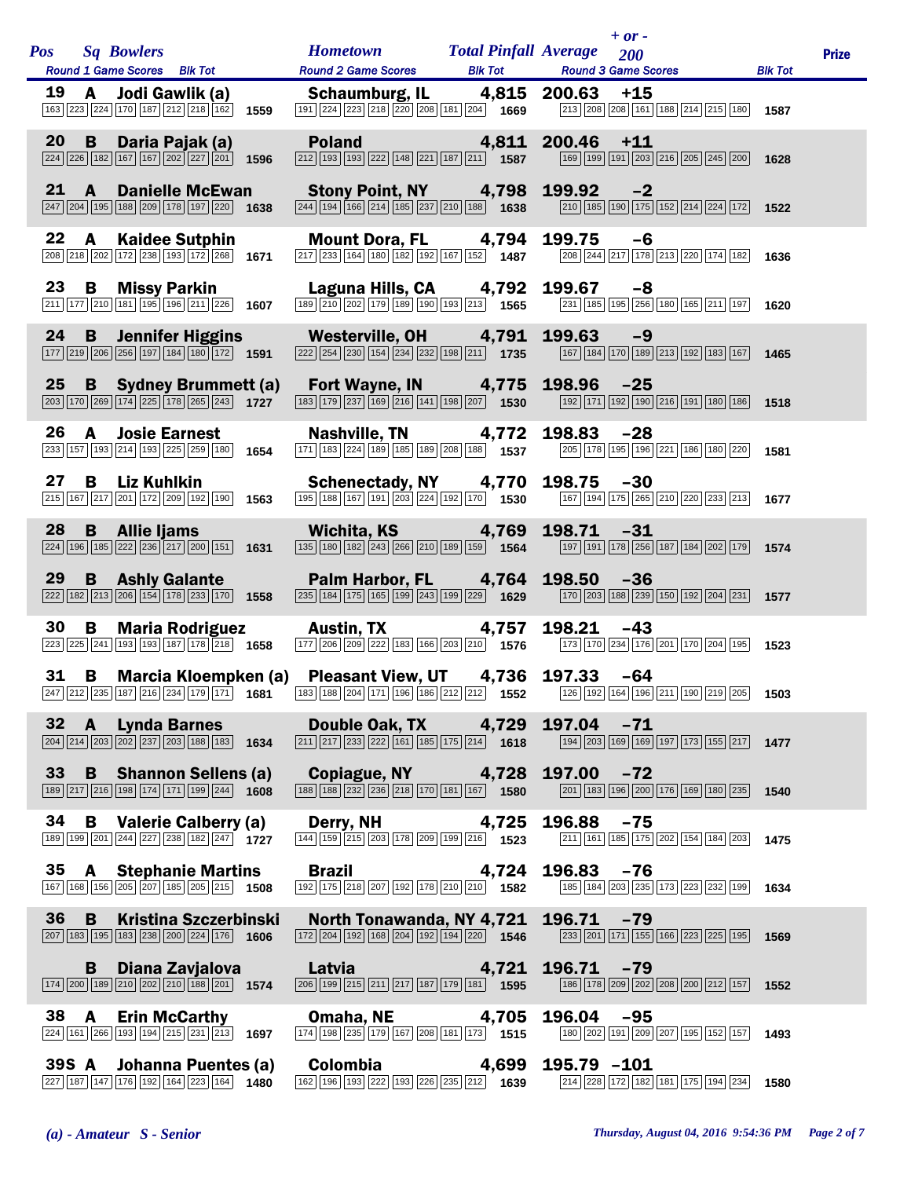| Pos | Sq | Bowlers | Hometown | Total Pinfall | Average | + or - 200 | Prize |
|---|---|---|---|---|---|---|---|
| | | Round 1 Game Scores / Blk Tot | Round 2 Game Scores / Blk Tot | | | Round 3 Game Scores / Blk Tot | |
| 19 | A | Jodi Gawlik (a) | Schaumburg, IL | 4,815 | 200.63 | +15 | |
| | | 163 223 224 170 187 212 218 162 / 1559 | 191 224 223 218 220 208 181 204 / 1669 | | | 213 208 208 161 188 214 215 180 / 1587 | |
| 20 | B | Daria Pajak (a) | Poland | 4,811 | 200.46 | +11 | |
| | | 224 226 182 167 167 202 227 201 / 1596 | 212 193 193 222 148 221 187 211 / 1587 | | | 169 199 191 203 216 205 245 200 / 1628 | |
| 21 | A | Danielle McEwan | Stony Point, NY | 4,798 | 199.92 | −2 | |
| | | 247 204 195 188 209 178 197 220 / 1638 | 244 194 166 214 185 237 210 188 / 1638 | | | 210 185 190 175 152 214 224 172 / 1522 | |
| 22 | A | Kaidee Sutphin | Mount Dora, FL | 4,794 | 199.75 | −6 | |
| | | 208 218 202 172 238 193 172 268 / 1671 | 217 233 164 180 182 192 167 152 / 1487 | | | 208 244 217 178 213 220 174 182 / 1636 | |
| 23 | B | Missy Parkin | Laguna Hills, CA | 4,792 | 199.67 | −8 | |
| | | 211 177 210 181 195 196 211 226 / 1607 | 189 210 202 179 189 190 193 213 / 1565 | | | 231 185 195 256 180 165 211 197 / 1620 | |
| 24 | B | Jennifer Higgins | Westerville, OH | 4,791 | 199.63 | −9 | |
| | | 177 219 206 256 197 184 180 172 / 1591 | 222 254 230 154 234 232 198 211 / 1735 | | | 167 184 170 189 213 192 183 167 / 1465 | |
| 25 | B | Sydney Brummett (a) | Fort Wayne, IN | 4,775 | 198.96 | −25 | |
| | | 203 170 269 174 225 178 265 243 / 1727 | 183 179 237 169 216 141 198 207 / 1530 | | | 192 171 192 190 216 191 180 186 / 1518 | |
| 26 | A | Josie Earnest | Nashville, TN | 4,772 | 198.83 | −28 | |
| | | 233 157 193 214 193 225 259 180 / 1654 | 171 183 224 189 185 189 208 188 / 1537 | | | 205 178 195 196 221 186 180 220 / 1581 | |
| 27 | B | Liz Kuhlkin | Schenectady, NY | 4,770 | 198.75 | −30 | |
| | | 215 167 217 201 172 209 192 190 / 1563 | 195 188 167 191 203 224 192 170 / 1530 | | | 167 194 175 265 210 220 233 213 / 1677 | |
| 28 | B | Allie Ijams | Wichita, KS | 4,769 | 198.71 | −31 | |
| | | 224 196 185 222 236 217 200 151 / 1631 | 135 180 182 243 266 210 189 159 / 1564 | | | 197 191 178 256 187 184 202 179 / 1574 | |
| 29 | B | Ashly Galante | Palm Harbor, FL | 4,764 | 198.50 | −36 | |
| | | 222 182 213 206 154 178 233 170 / 1558 | 235 184 175 165 199 243 199 229 / 1629 | | | 170 203 188 239 150 192 204 231 / 1577 | |
| 30 | B | Maria Rodriguez | Austin, TX | 4,757 | 198.21 | −43 | |
| | | 223 225 241 193 193 187 178 218 / 1658 | 177 206 209 222 183 166 203 210 / 1576 | | | 173 170 234 176 201 170 204 195 / 1523 | |
| 31 | B | Marcia Kloempken (a) | Pleasant View, UT | 4,736 | 197.33 | −64 | |
| | | 247 212 235 187 216 234 179 171 / 1681 | 183 188 204 171 196 186 212 212 / 1552 | | | 126 192 164 196 211 190 219 205 / 1503 | |
| 32 | A | Lynda Barnes | Double Oak, TX | 4,729 | 197.04 | −71 | |
| | | 204 214 203 202 237 203 188 183 / 1634 | 211 217 233 222 161 185 175 214 / 1618 | | | 194 203 169 169 197 173 155 217 / 1477 | |
| 33 | B | Shannon Sellens (a) | Copiague, NY | 4,728 | 197.00 | −72 | |
| | | 189 217 216 198 174 171 199 244 / 1608 | 188 188 232 236 218 170 181 167 / 1580 | | | 201 183 196 200 176 169 180 235 / 1540 | |
| 34 | B | Valerie Calberry (a) | Derry, NH | 4,725 | 196.88 | −75 | |
| | | 189 199 201 244 227 238 182 247 / 1727 | 144 159 215 203 178 209 199 216 / 1523 | | | 211 161 185 175 202 154 184 203 / 1475 | |
| 35 | A | Stephanie Martins | Brazil | 4,724 | 196.83 | −76 | |
| | | 167 168 156 205 207 185 205 215 / 1508 | 192 175 218 207 192 178 210 210 / 1582 | | | 185 184 203 235 173 223 232 199 / 1634 | |
| 36 | B | Kristina Szczerbinski | North Tonawanda, NY | 4,721 | 196.71 | −79 | |
| | | 207 183 195 183 238 200 224 176 / 1606 | 172 204 192 168 204 192 194 220 / 1546 | | | 233 201 171 155 166 223 225 195 / 1569 | |
| | B | Diana Zavjalova | Latvia | 4,721 | 196.71 | −79 | |
| | | 174 200 189 210 202 210 188 201 / 1574 | 206 199 215 211 217 187 179 181 / 1595 | | | 186 178 209 202 208 200 212 157 / 1552 | |
| 38 | A | Erin McCarthy | Omaha, NE | 4,705 | 196.04 | −95 | |
| | | 224 161 266 193 194 215 231 213 / 1697 | 174 198 235 179 167 208 181 173 / 1515 | | | 180 202 191 209 207 195 152 157 / 1493 | |
| 39S | A | Johanna Puentes (a) | Colombia | 4,699 | 195.79 | −101 | |
| | | 227 187 147 176 192 164 223 164 / 1480 | 162 196 193 222 193 226 235 212 / 1639 | | | 214 228 172 182 181 175 194 234 / 1580 | |

*(a) - Amateur S - Senior*

*Thursday, August 04, 2016 9:54:36 PM*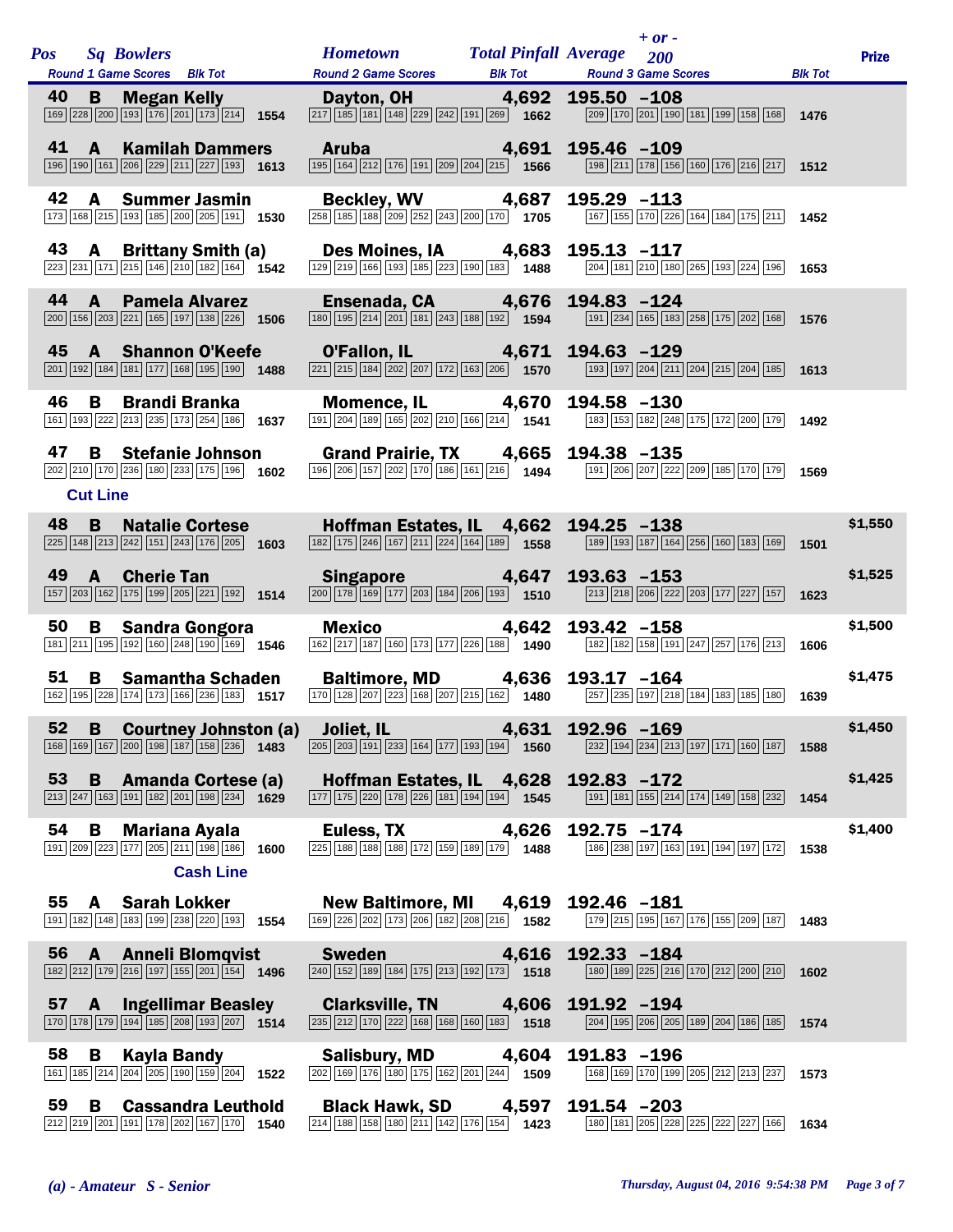| Pos | Sq | Bowlers | Round 1 Game Scores | Blk Tot | Hometown | Round 2 Game Scores | Blk Tot | Total Pinfall | Average | + or - 200 | Round 3 Game Scores | Blk Tot | Prize |
|---|---|---|---|---|---|---|---|---|---|---|---|---|---|
| 40 | B | Megan Kelly | 169 228 200 193 176 201 173 214 | 1554 | Dayton, OH | 217 185 181 148 229 242 191 269 | 1662 | 4,692 | 195.50 | -108 | 209 170 201 190 181 199 158 168 | 1476 | |
| 41 | A | Kamilah Dammers | 196 190 161 206 229 211 227 193 | 1613 | Aruba | 195 164 212 176 191 209 204 215 | 1566 | 4,691 | 195.46 | -109 | 198 211 178 156 160 176 216 217 | 1512 | |
| 42 | A | Summer Jasmin | 173 168 215 193 185 200 205 191 | 1530 | Beckley, WV | 258 185 188 209 252 243 200 170 | 1705 | 4,687 | 195.29 | -113 | 167 155 170 226 164 184 175 211 | 1452 | |
| 43 | A | Brittany Smith (a) | 223 231 171 215 146 210 182 164 | 1542 | Des Moines, IA | 129 219 166 193 185 223 190 183 | 1488 | 4,683 | 195.13 | -117 | 204 181 210 180 265 193 224 196 | 1653 | |
| 44 | A | Pamela Alvarez | 200 156 203 221 165 197 138 226 | 1506 | Ensenada, CA | 180 195 214 201 181 243 188 192 | 1594 | 4,676 | 194.83 | -124 | 191 234 165 183 258 175 202 168 | 1576 | |
| 45 | A | Shannon O'Keefe | 201 192 184 181 177 168 195 190 | 1488 | O'Fallon, IL | 221 215 184 202 207 172 163 206 | 1570 | 4,671 | 194.63 | -129 | 193 197 204 211 204 215 204 185 | 1613 | |
| 46 | B | Brandi Branka | 161 193 222 213 235 173 254 186 | 1637 | Momence, IL | 191 204 189 165 202 210 166 214 | 1541 | 4,670 | 194.58 | -130 | 183 153 182 248 175 172 200 179 | 1492 | |
| 47 | B | Stefanie Johnson | 202 210 170 236 180 233 175 196 | 1602 | Grand Prairie, TX | 196 206 157 202 170 186 161 216 | 1494 | 4,665 | 194.38 | -135 | 191 206 207 222 209 185 170 179 | 1569 | |
| | | **Cut Line** | | | | | | | | | | | |
| 48 | B | Natalie Cortese | 225 148 213 242 151 243 176 205 | 1603 | Hoffman Estates, IL | 182 175 246 167 211 224 164 189 | 1558 | 4,662 | 194.25 | -138 | 189 193 187 164 256 160 183 169 | 1501 | $1,550 |
| 49 | A | Cherie Tan | 157 203 162 175 199 205 221 192 | 1514 | Singapore | 200 178 169 177 203 184 206 193 | 1510 | 4,647 | 193.63 | -153 | 213 218 206 222 203 177 227 157 | 1623 | $1,525 |
| 50 | B | Sandra Gongora | 181 211 195 192 160 248 190 169 | 1546 | Mexico | 162 217 187 160 173 177 226 188 | 1490 | 4,642 | 193.42 | -158 | 182 182 158 191 247 257 176 213 | 1606 | $1,500 |
| 51 | B | Samantha Schaden | 162 195 228 174 173 166 236 183 | 1517 | Baltimore, MD | 170 128 207 223 168 207 215 162 | 1480 | 4,636 | 193.17 | -164 | 257 235 197 218 184 183 185 180 | 1639 | $1,475 |
| 52 | B | Courtney Johnston (a) | 168 169 167 200 198 187 158 236 | 1483 | Joliet, IL | 205 203 191 233 164 177 193 194 | 1560 | 4,631 | 192.96 | -169 | 232 194 234 213 197 171 160 187 | 1588 | $1,450 |
| 53 | B | Amanda Cortese (a) | 213 247 163 191 182 201 198 234 | 1629 | Hoffman Estates, IL | 177 175 220 178 226 181 194 194 | 1545 | 4,628 | 192.83 | -172 | 191 181 155 214 174 149 158 232 | 1454 | $1,425 |
| 54 | B | Mariana Ayala | 191 209 223 177 205 211 198 186 | 1600 | Euless, TX | 225 188 188 188 172 159 189 179 | 1488 | 4,626 | 192.75 | -174 | 186 238 197 163 191 194 197 172 | 1538 | $1,400 |
| | | **Cash Line** | | | | | | | | | | | |
| 55 | A | Sarah Lokker | 191 182 148 183 199 238 220 193 | 1554 | New Baltimore, MI | 169 226 202 173 206 182 208 216 | 1582 | 4,619 | 192.46 | -181 | 179 215 195 167 176 155 209 187 | 1483 | |
| 56 | A | Anneli Blomqvist | 182 212 179 216 197 155 201 154 | 1496 | Sweden | 240 152 189 184 175 213 192 173 | 1518 | 4,616 | 192.33 | -184 | 180 189 225 216 170 212 200 210 | 1602 | |
| 57 | A | Ingellimar Beasley | 170 178 179 194 185 208 193 207 | 1514 | Clarksville, TN | 235 212 170 222 168 168 160 183 | 1518 | 4,606 | 191.92 | -194 | 204 195 206 205 189 204 186 185 | 1574 | |
| 58 | B | Kayla Bandy | 161 185 214 204 205 190 159 204 | 1522 | Salisbury, MD | 202 169 176 180 175 162 201 244 | 1509 | 4,604 | 191.83 | -196 | 168 169 170 199 205 212 213 237 | 1573 | |
| 59 | B | Cassandra Leuthold | 212 219 201 191 178 202 167 170 | 1540 | Black Hawk, SD | 214 188 158 180 211 142 176 154 | 1423 | 4,597 | 191.54 | -203 | 180 181 205 228 225 222 227 166 | 1634 | |

*(a) - Amateur S - Senior*

*Thursday, August 04, 2016 9:54:38 PM*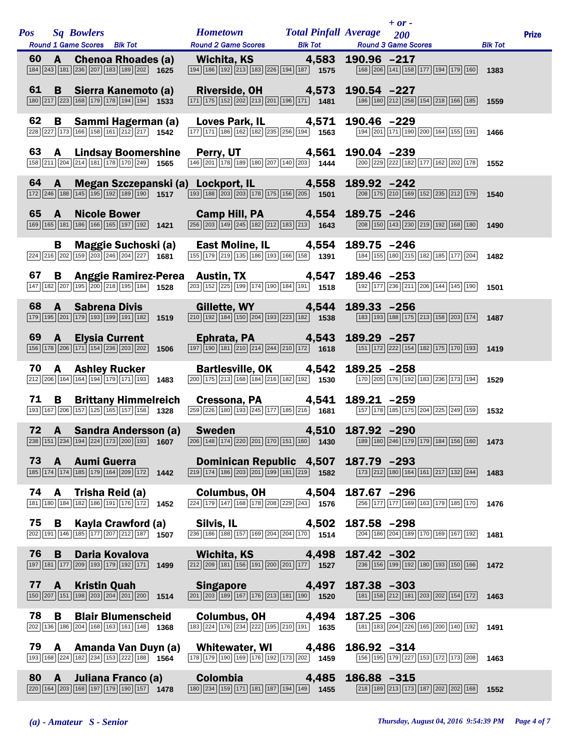| Pos | Sq | Bowlers | Hometown | Total Pinfall | Average | + or - 200 | Prize |
|---|---|---|---|---|---|---|---|
| | | Round 1 Game Scores / Blk Tot | Round 2 Game Scores / Blk Tot | | Round 3 Game Scores / Blk Tot | | |
| 60 | A | Chenoa Rhoades (a) | Wichita, KS | 4,583 | 190.96 | -217 | |
| | | 184 243 181 236 207 183 189 202 / 1625 | 194 186 192 213 183 226 194 187 / 1575 | | 168 206 141 158 177 194 179 160 / 1383 | | |
| 61 | B | Sierra Kanemoto (a) | Riverside, OH | 4,573 | 190.54 | -227 | |
| | | 180 217 223 168 179 178 194 194 / 1533 | 171 175 152 202 213 201 196 171 / 1481 | | 186 180 212 258 154 218 166 185 / 1559 | | |
| 62 | B | Sammi Hagerman (a) | Loves Park, IL | 4,571 | 190.46 | -229 | |
| | | 228 227 173 166 158 161 212 217 / 1542 | 177 171 186 162 182 235 256 194 / 1563 | | 194 201 171 190 200 164 155 191 / 1466 | | |
| 63 | A | Lindsay Boomershine | Perry, UT | 4,561 | 190.04 | -239 | |
| | | 158 211 204 214 181 178 170 249 / 1565 | 146 201 178 189 180 207 140 203 / 1444 | | 200 229 222 182 177 162 202 178 / 1552 | | |
| 64 | A | Megan Szczepanski (a) | Lockport, IL | 4,558 | 189.92 | -242 | |
| | | 172 246 188 145 195 192 189 190 / 1517 | 193 188 203 203 178 175 156 205 / 1501 | | 208 175 210 169 152 235 212 179 / 1540 | | |
| 65 | A | Nicole Bower | Camp Hill, PA | 4,554 | 189.75 | -246 | |
| | | 169 165 181 186 166 165 197 192 / 1421 | 256 203 149 245 182 212 183 213 / 1643 | | 208 150 143 230 219 192 168 180 / 1490 | | |
| | B | Maggie Suchoski (a) | East Moline, IL | 4,554 | 189.75 | -246 | |
| | | 224 216 202 159 203 246 204 227 / 1681 | 155 179 219 135 186 193 166 158 / 1391 | | 184 155 180 215 182 185 177 204 / 1482 | | |
| 67 | B | Anggie Ramirez-Perea | Austin, TX | 4,547 | 189.46 | -253 | |
| | | 147 182 207 195 200 218 195 184 / 1528 | 203 152 225 199 174 190 184 191 / 1518 | | 192 177 236 211 206 144 145 190 / 1501 | | |
| 68 | A | Sabrena Divis | Gillette, WY | 4,544 | 189.33 | -256 | |
| | | 179 195 201 179 193 199 191 182 / 1519 | 210 192 184 150 204 193 223 182 / 1538 | | 183 193 188 175 213 158 203 174 / 1487 | | |
| 69 | A | Elysia Current | Ephrata, PA | 4,543 | 189.29 | -257 | |
| | | 156 178 206 171 154 236 203 202 / 1506 | 197 190 181 210 214 244 210 172 / 1618 | | 151 172 222 154 182 175 170 193 / 1419 | | |
| 70 | A | Ashley Rucker | Bartlesville, OK | 4,542 | 189.25 | -258 | |
| | | 212 206 164 164 194 179 171 193 / 1483 | 200 175 213 168 184 216 182 192 / 1530 | | 170 205 176 192 183 236 173 194 / 1529 | | |
| 71 | B | Brittany Himmelreich | Cressona, PA | 4,541 | 189.21 | -259 | |
| | | 193 167 206 157 125 165 157 158 / 1328 | 259 226 180 193 245 177 185 216 / 1681 | | 157 178 185 175 204 225 249 159 / 1532 | | |
| 72 | A | Sandra Andersson (a) | Sweden | 4,510 | 187.92 | -290 | |
| | | 238 151 234 194 224 173 200 193 / 1607 | 206 148 174 220 201 170 151 160 / 1430 | | 189 180 246 179 179 184 156 160 / 1473 | | |
| 73 | A | Aumi Guerra | Dominican Republic | 4,507 | 187.79 | -293 | |
| | | 185 174 174 185 179 164 209 172 / 1442 | 219 174 186 203 201 199 181 219 / 1582 | | 173 212 180 164 161 217 132 244 / 1483 | | |
| 74 | A | Trisha Reid (a) | Columbus, OH | 4,504 | 187.67 | -296 | |
| | | 181 180 184 182 186 191 176 172 / 1452 | 224 179 147 168 178 208 229 243 / 1576 | | 256 177 177 169 163 179 185 170 / 1476 | | |
| 75 | B | Kayla Crawford (a) | Silvis, IL | 4,502 | 187.58 | -298 | |
| | | 202 191 146 185 177 207 212 187 / 1507 | 236 186 188 157 169 204 204 170 / 1514 | | 204 186 204 189 170 169 167 192 / 1481 | | |
| 76 | B | Daria Kovalova | Wichita, KS | 4,498 | 187.42 | -302 | |
| | | 197 181 177 209 193 179 192 171 / 1499 | 212 209 181 156 191 200 201 177 / 1527 | | 236 156 199 192 180 193 150 166 / 1472 | | |
| 77 | A | Kristin Quah | Singapore | 4,497 | 187.38 | -303 | |
| | | 150 207 151 198 203 204 201 200 / 1514 | 201 203 189 167 176 213 181 190 / 1520 | | 181 158 212 181 203 202 154 172 / 1463 | | |
| 78 | B | Blair Blumenscheid | Columbus, OH | 4,494 | 187.25 | -306 | |
| | | 202 136 186 204 168 163 161 148 / 1368 | 183 224 176 234 222 195 210 191 / 1635 | | 181 183 204 226 165 200 140 192 / 1491 | | |
| 79 | A | Amanda Van Duyn (a) | Whitewater, WI | 4,486 | 186.92 | -314 | |
| | | 193 168 224 182 234 153 222 188 / 1564 | 178 179 190 169 176 192 173 202 / 1459 | | 156 195 179 227 153 172 173 208 / 1463 | | |
| 80 | A | Juliana Franco (a) | Colombia | 4,485 | 186.88 | -315 | |
| | | 220 164 203 168 197 179 190 157 / 1478 | 180 234 159 171 181 187 194 149 / 1455 | | 218 189 213 173 187 202 202 168 / 1552 | | |

*(a) - Amateur S - Senior*

*Thursday, August 04, 2016 9:54:39 PM*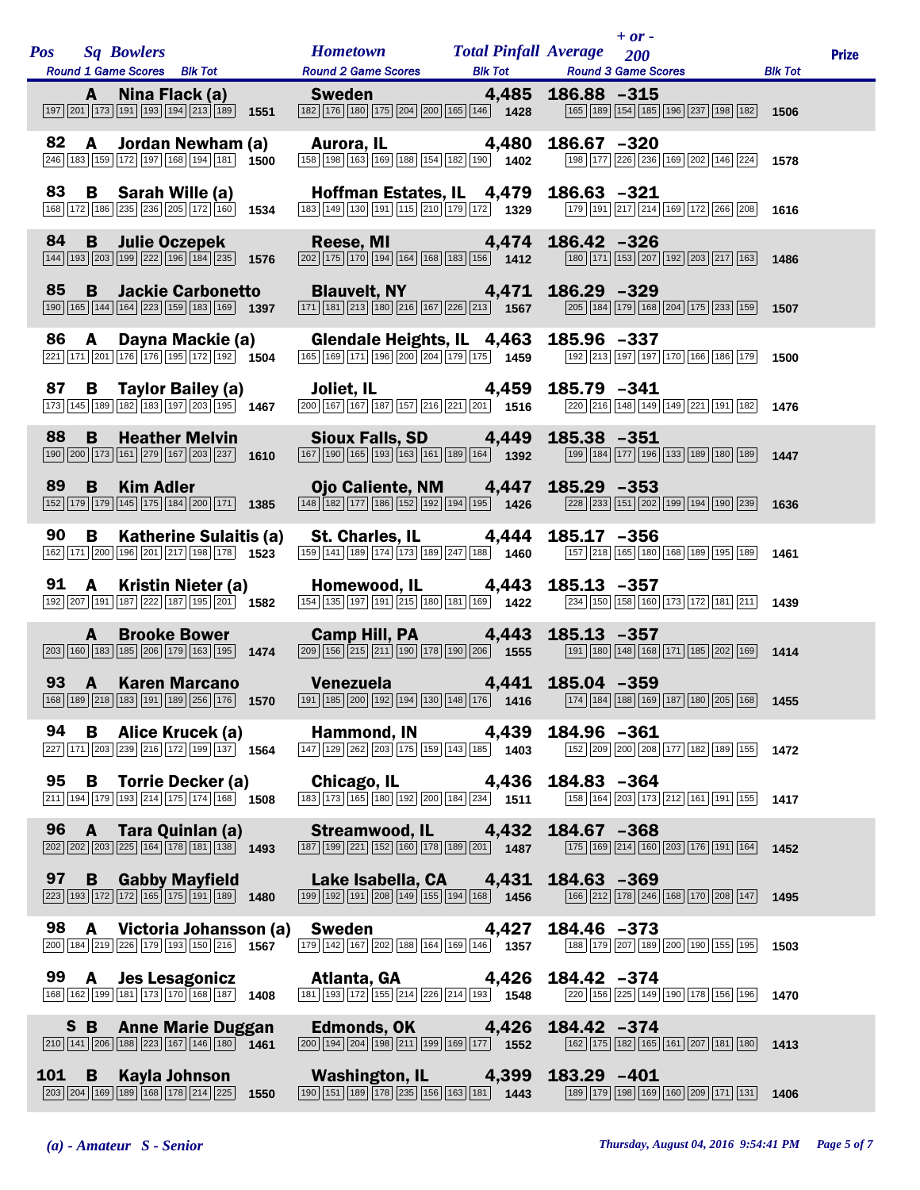| Pos | Sq | Bowlers | Hometown | Total Pinfall | Average | + or - 200 | Prize |
|---|---|---|---|---|---|---|---|
| | A | Nina Flack (a) | Sweden | 4,485 | 186.88 | -315 | |
| | | Round 1: 197 201 173 191 193 194 213 189 — 1551 | Round 2: 182 176 180 175 204 200 165 146 — 1428 | | Round 3: 165 189 154 185 196 237 198 182 — 1506 | | |
| 82 | A | Jordan Newham (a) | Aurora, IL | 4,480 | 186.67 | -320 | |
| | | Round 1: 246 183 159 172 197 168 194 181 — 1500 | Round 2: 158 198 163 169 188 154 182 190 — 1402 | | Round 3: 198 177 226 236 169 202 146 224 — 1578 | | |
| 83 | B | Sarah Wille (a) | Hoffman Estates, IL | 4,479 | 186.63 | -321 | |
| | | Round 1: 168 172 186 235 236 205 172 160 — 1534 | Round 2: 183 149 130 191 115 210 179 172 — 1329 | | Round 3: 179 191 217 214 169 172 266 208 — 1616 | | |
| 84 | B | Julie Oczepek | Reese, MI | 4,474 | 186.42 | -326 | |
| | | Round 1: 144 193 203 199 222 196 184 235 — 1576 | Round 2: 202 175 170 194 164 168 183 156 — 1412 | | Round 3: 180 171 153 207 192 203 217 163 — 1486 | | |
| 85 | B | Jackie Carbonetto | Blauvelt, NY | 4,471 | 186.29 | -329 | |
| | | Round 1: 190 165 144 164 223 159 183 169 — 1397 | Round 2: 171 181 213 180 216 167 226 213 — 1567 | | Round 3: 205 184 179 168 204 175 233 159 — 1507 | | |
| 86 | A | Dayna Mackie (a) | Glendale Heights, IL | 4,463 | 185.96 | -337 | |
| | | Round 1: 221 171 201 176 176 195 172 192 — 1504 | Round 2: 165 169 171 196 200 204 179 175 — 1459 | | Round 3: 192 213 197 197 170 166 186 179 — 1500 | | |
| 87 | B | Taylor Bailey (a) | Joliet, IL | 4,459 | 185.79 | -341 | |
| | | Round 1: 173 145 189 182 183 197 203 195 — 1467 | Round 2: 200 167 167 187 157 216 221 201 — 1516 | | Round 3: 220 216 148 149 149 221 191 182 — 1476 | | |
| 88 | B | Heather Melvin | Sioux Falls, SD | 4,449 | 185.38 | -351 | |
| | | Round 1: 190 200 173 161 279 167 203 237 — 1610 | Round 2: 167 190 165 193 163 161 189 164 — 1392 | | Round 3: 199 184 177 196 133 189 180 189 — 1447 | | |
| 89 | B | Kim Adler | Ojo Caliente, NM | 4,447 | 185.29 | -353 | |
| | | Round 1: 152 179 179 145 175 184 200 171 — 1385 | Round 2: 148 182 177 186 152 192 194 195 — 1426 | | Round 3: 228 233 151 202 199 194 190 239 — 1636 | | |
| 90 | B | Katherine Sulaitis (a) | St. Charles, IL | 4,444 | 185.17 | -356 | |
| | | Round 1: 162 171 200 196 201 217 198 178 — 1523 | Round 2: 159 141 189 174 173 189 247 188 — 1460 | | Round 3: 157 218 165 180 168 189 195 189 — 1461 | | |
| 91 | A | Kristin Nieter (a) | Homewood, IL | 4,443 | 185.13 | -357 | |
| | | Round 1: 192 207 191 187 222 187 195 201 — 1582 | Round 2: 154 135 197 191 215 180 181 169 — 1422 | | Round 3: 234 150 158 160 173 172 181 211 — 1439 | | |
| | A | Brooke Bower | Camp Hill, PA | 4,443 | 185.13 | -357 | |
| | | Round 1: 203 160 183 185 206 179 163 195 — 1474 | Round 2: 209 156 215 211 190 178 190 206 — 1555 | | Round 3: 191 180 148 168 171 185 202 169 — 1414 | | |
| 93 | A | Karen Marcano | Venezuela | 4,441 | 185.04 | -359 | |
| | | Round 1: 168 189 218 183 191 189 256 176 — 1570 | Round 2: 191 185 200 192 194 130 148 176 — 1416 | | Round 3: 174 184 188 169 187 180 205 168 — 1455 | | |
| 94 | B | Alice Krucek (a) | Hammond, IN | 4,439 | 184.96 | -361 | |
| | | Round 1: 227 171 203 239 216 172 199 137 — 1564 | Round 2: 147 129 262 203 175 159 143 185 — 1403 | | Round 3: 152 209 200 208 177 182 189 155 — 1472 | | |
| 95 | B | Torrie Decker (a) | Chicago, IL | 4,436 | 184.83 | -364 | |
| | | Round 1: 211 194 179 193 214 175 174 168 — 1508 | Round 2: 183 173 165 180 192 200 184 234 — 1511 | | Round 3: 158 164 203 173 212 161 191 155 — 1417 | | |
| 96 | A | Tara Quinlan (a) | Streamwood, IL | 4,432 | 184.67 | -368 | |
| | | Round 1: 202 202 203 225 164 178 181 138 — 1493 | Round 2: 187 199 221 152 160 178 189 201 — 1487 | | Round 3: 175 169 214 160 203 176 191 164 — 1452 | | |
| 97 | B | Gabby Mayfield | Lake Isabella, CA | 4,431 | 184.63 | -369 | |
| | | Round 1: 223 193 172 172 165 175 191 189 — 1480 | Round 2: 199 192 191 208 149 155 194 168 — 1456 | | Round 3: 166 212 178 246 168 170 208 147 — 1495 | | |
| 98 | A | Victoria Johansson (a) | Sweden | 4,427 | 184.46 | -373 | |
| | | Round 1: 200 184 219 226 179 193 150 216 — 1567 | Round 2: 179 142 167 202 188 164 169 146 — 1357 | | Round 3: 188 179 207 189 200 190 155 195 — 1503 | | |
| 99 | A | Jes Lesagonicz | Atlanta, GA | 4,426 | 184.42 | -374 | |
| | | Round 1: 168 162 199 181 173 170 168 187 — 1408 | Round 2: 181 193 172 155 214 226 214 193 — 1548 | | Round 3: 220 156 225 149 190 178 156 196 — 1470 | | |
| | S B | Anne Marie Duggan | Edmonds, OK | 4,426 | 184.42 | -374 | |
| | | Round 1: 210 141 206 188 223 167 146 180 — 1461 | Round 2: 200 194 204 198 211 199 169 177 — 1552 | | Round 3: 162 175 182 165 161 207 181 180 — 1413 | | |
| 101 | B | Kayla Johnson | Washington, IL | 4,399 | 183.29 | -401 | |
| | | Round 1: 203 204 169 189 168 178 214 225 — 1550 | Round 2: 190 151 189 178 235 156 163 181 — 1443 | | Round 3: 189 179 198 169 160 209 171 131 — 1406 | | |

*(a) - Amateur S - Senior*

*Thursday, August 04, 2016 9:54:41 PM*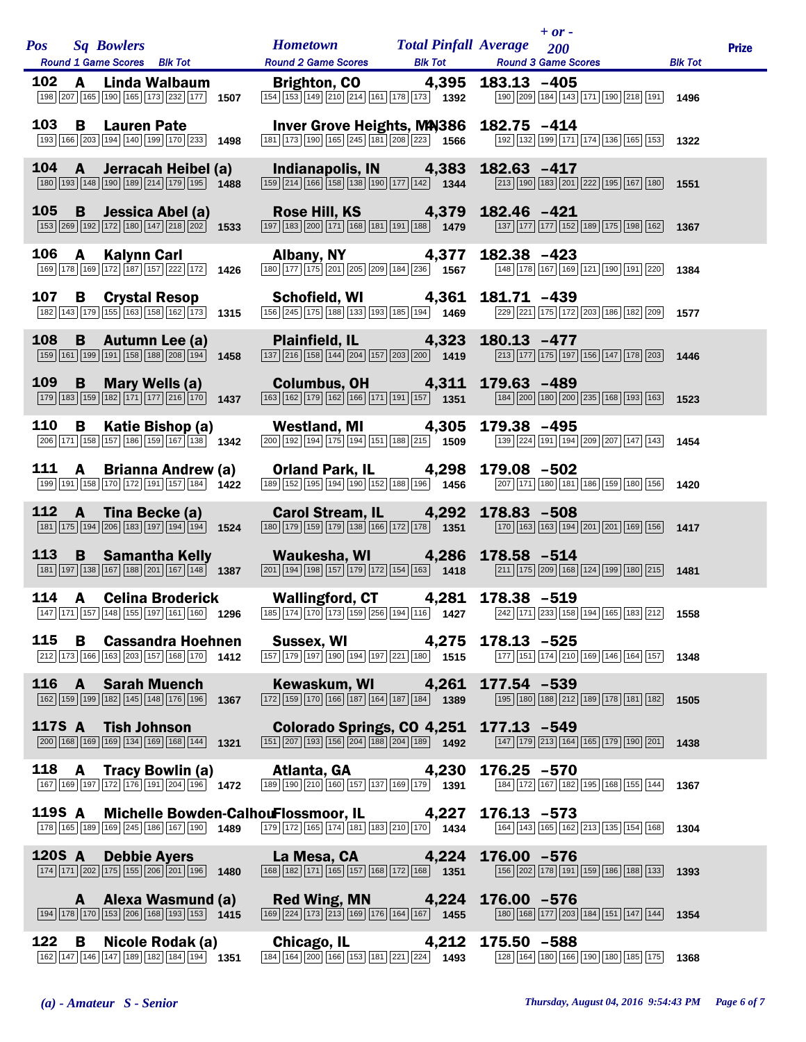| Pos | Sq | Bowlers | Hometown | Total Pinfall | Average | + or - 200 | Prize |
|---|---|---|---|---|---|---|---|
| | | Round 1 Game Scores / Blk Tot | Round 2 Game Scores / Blk Tot | | Round 3 Game Scores / Blk Tot | | |
| 102 | A | Linda Walbaum | Brighton, CO | 4,395 | 183.13 | -405 | |
| | | 198 207 165 190 165 173 232 177 / 1507 | 154 153 149 210 214 161 178 173 / 1392 | | 190 209 184 143 171 190 218 191 / 1496 | | |
| 103 | B | Lauren Pate | Inver Grove Heights, MN | 4,386 | 182.75 | -414 | |
| | | 193 166 203 194 140 199 170 233 / 1498 | 181 173 190 165 245 181 208 223 / 1566 | | 192 132 199 171 174 136 165 153 / 1322 | | |
| 104 | A | Jerracah Heibel (a) | Indianapolis, IN | 4,383 | 182.63 | -417 | |
| | | 180 193 148 190 189 214 179 195 / 1488 | 159 214 166 158 138 190 177 142 / 1344 | | 213 190 183 201 222 195 167 180 / 1551 | | |
| 105 | B | Jessica Abel (a) | Rose Hill, KS | 4,379 | 182.46 | -421 | |
| | | 153 269 192 172 180 147 218 202 / 1533 | 197 183 200 171 168 181 191 188 / 1479 | | 137 177 177 152 189 175 198 162 / 1367 | | |
| 106 | A | Kalynn Carl | Albany, NY | 4,377 | 182.38 | -423 | |
| | | 169 178 169 172 187 157 222 172 / 1426 | 180 177 175 201 205 209 184 236 / 1567 | | 148 178 167 169 121 190 191 220 / 1384 | | |
| 107 | B | Crystal Resop | Schofield, WI | 4,361 | 181.71 | -439 | |
| | | 182 143 179 155 163 158 162 173 / 1315 | 156 245 175 188 133 193 185 194 / 1469 | | 229 221 175 172 203 186 182 209 / 1577 | | |
| 108 | B | Autumn Lee (a) | Plainfield, IL | 4,323 | 180.13 | -477 | |
| | | 159 161 199 191 158 188 208 194 / 1458 | 137 216 158 144 204 157 203 200 / 1419 | | 213 177 175 197 156 147 178 203 / 1446 | | |
| 109 | B | Mary Wells (a) | Columbus, OH | 4,311 | 179.63 | -489 | |
| | | 179 183 159 182 171 177 216 170 / 1437 | 163 162 179 162 166 171 191 157 / 1351 | | 184 200 180 200 235 168 193 163 / 1523 | | |
| 110 | B | Katie Bishop (a) | Westland, MI | 4,305 | 179.38 | -495 | |
| | | 206 171 158 157 186 159 167 138 / 1342 | 200 192 194 175 194 151 188 215 / 1509 | | 139 224 191 194 209 207 147 143 / 1454 | | |
| 111 | A | Brianna Andrew (a) | Orland Park, IL | 4,298 | 179.08 | -502 | |
| | | 199 191 158 170 172 191 157 184 / 1422 | 189 152 195 194 190 152 188 196 / 1456 | | 207 171 180 181 186 159 180 156 / 1420 | | |
| 112 | A | Tina Becke (a) | Carol Stream, IL | 4,292 | 178.83 | -508 | |
| | | 181 175 194 206 183 197 194 194 / 1524 | 180 179 159 179 138 166 172 178 / 1351 | | 170 163 163 194 201 201 169 156 / 1417 | | |
| 113 | B | Samantha Kelly | Waukesha, WI | 4,286 | 178.58 | -514 | |
| | | 181 197 138 167 188 201 167 148 / 1387 | 201 194 198 157 179 172 154 163 / 1418 | | 211 175 209 168 124 199 180 215 / 1481 | | |
| 114 | A | Celina Broderick | Wallingford, CT | 4,281 | 178.38 | -519 | |
| | | 147 171 157 148 155 197 161 160 / 1296 | 185 174 170 173 159 256 194 116 / 1427 | | 242 171 233 158 194 165 183 212 / 1558 | | |
| 115 | B | Cassandra Hoehnen | Sussex, WI | 4,275 | 178.13 | -525 | |
| | | 212 173 166 163 203 157 168 170 / 1412 | 157 179 197 190 194 197 221 180 / 1515 | | 177 151 174 210 169 146 164 157 / 1348 | | |
| 116 | A | Sarah Muench | Kewaskum, WI | 4,261 | 177.54 | -539 | |
| | | 162 159 199 182 145 148 176 196 / 1367 | 172 159 170 166 187 164 187 184 / 1389 | | 195 180 188 212 189 178 181 182 / 1505 | | |
| 117S | A | Tish Johnson | Colorado Springs, CO | 4,251 | 177.13 | -549 | |
| | | 200 168 169 169 134 169 168 144 / 1321 | 151 207 193 156 204 188 204 189 / 1492 | | 147 179 213 164 165 179 190 201 / 1438 | | |
| 118 | A | Tracy Bowlin (a) | Atlanta, GA | 4,230 | 176.25 | -570 | |
| | | 167 169 197 172 176 191 204 196 / 1472 | 189 190 210 160 157 137 169 179 / 1391 | | 184 172 167 182 195 168 155 144 / 1367 | | |
| 119S | A | Michelle Bowden-Calhoun | Flossmoor, IL | 4,227 | 176.13 | -573 | |
| | | 178 165 189 169 245 186 167 190 / 1489 | 179 172 165 174 181 183 210 170 / 1434 | | 164 143 165 162 213 135 154 168 / 1304 | | |
| 120S | A | Debbie Ayers | La Mesa, CA | 4,224 | 176.00 | -576 | |
| | | 174 171 202 175 155 206 201 196 / 1480 | 168 182 171 165 157 168 172 168 / 1351 | | 156 202 178 191 159 186 188 133 / 1393 | | |
| | A | Alexa Wasmund (a) | Red Wing, MN | 4,224 | 176.00 | -576 | |
| | | 194 178 170 153 206 168 193 153 / 1415 | 169 224 173 213 169 176 164 167 / 1455 | | 180 168 177 203 184 151 147 144 / 1354 | | |
| 122 | B | Nicole Rodak (a) | Chicago, IL | 4,212 | 175.50 | -588 | |
| | | 162 147 146 147 189 182 184 194 / 1351 | 184 164 200 166 153 181 221 224 / 1493 | | 128 164 180 166 190 180 185 175 / 1368 | | |

*(a) - Amateur  S - Senior*

*Thursday, August 04, 2016 9:54:43 PM*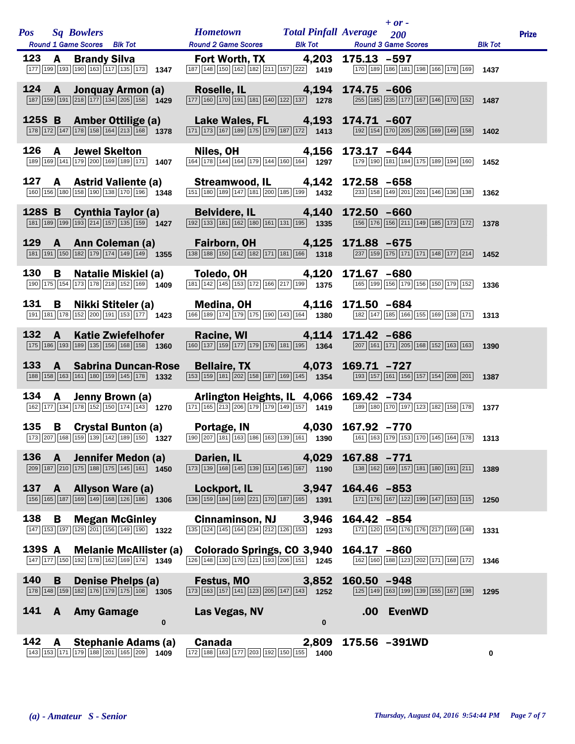| Pos | Sq | Bowlers | Hometown | Total Pinfall | Average | + or - 200 | Prize |
|---|---|---|---|---|---|---|---|
| | | Round 1 Game Scores / Blk Tot | Round 2 Game Scores / Blk Tot | | Round 3 Game Scores / Blk Tot | | |
| 123 | A | Brandy Silva | Fort Worth, TX | 4,203 | 175.13 | -597 | |
| | | 177 199 193 190 163 117 135 173 — 1347 | 187 148 150 162 182 211 157 222 — 1419 | | 170 189 186 181 198 166 178 169 — 1437 | | |
| 124 | A | Jonquay Armon (a) | Roselle, IL | 4,194 | 174.75 | -606 | |
| | | 187 159 191 218 177 134 205 158 — 1429 | 177 160 170 191 181 140 122 137 — 1278 | | 255 185 235 177 167 146 170 152 — 1487 | | |
| 125S | B | Amber Ottilige (a) | Lake Wales, FL | 4,193 | 174.71 | -607 | |
| | | 178 172 147 178 158 164 213 168 — 1378 | 171 173 167 189 175 179 187 172 — 1413 | | 192 154 170 205 205 169 149 158 — 1402 | | |
| 126 | A | Jewel Skelton | Niles, OH | 4,156 | 173.17 | -644 | |
| | | 189 169 141 179 200 169 189 171 — 1407 | 164 178 144 164 179 144 160 164 — 1297 | | 179 190 181 184 175 189 194 160 — 1452 | | |
| 127 | A | Astrid Valiente (a) | Streamwood, IL | 4,142 | 172.58 | -658 | |
| | | 160 156 180 158 190 138 170 196 — 1348 | 151 180 189 147 181 200 185 199 — 1432 | | 233 158 149 201 201 146 136 138 — 1362 | | |
| 128S | B | Cynthia Taylor (a) | Belvidere, IL | 4,140 | 172.50 | -660 | |
| | | 181 189 199 193 214 157 135 159 — 1427 | 192 133 181 162 180 161 131 195 — 1335 | | 156 176 156 211 149 185 173 172 — 1378 | | |
| 129 | A | Ann Coleman (a) | Fairborn, OH | 4,125 | 171.88 | -675 | |
| | | 181 191 150 182 179 174 149 149 — 1355 | 138 188 150 142 182 171 181 166 — 1318 | | 237 159 175 171 171 148 177 214 — 1452 | | |
| 130 | B | Natalie Miskiel (a) | Toledo, OH | 4,120 | 171.67 | -680 | |
| | | 190 175 154 173 178 218 152 169 — 1409 | 181 142 145 153 172 166 217 199 — 1375 | | 165 199 156 179 156 150 179 152 — 1336 | | |
| 131 | B | Nikki Stiteler (a) | Medina, OH | 4,116 | 171.50 | -684 | |
| | | 191 181 178 152 200 191 153 177 — 1423 | 166 189 174 179 175 190 143 164 — 1380 | | 182 147 185 166 155 169 138 171 — 1313 | | |
| 132 | A | Katie Zwiefelhofer | Racine, WI | 4,114 | 171.42 | -686 | |
| | | 175 186 193 189 135 156 168 158 — 1360 | 160 137 159 177 179 176 181 195 — 1364 | | 207 161 171 205 168 152 163 163 — 1390 | | |
| 133 | A | Sabrina Duncan-Rose | Bellaire, TX | 4,073 | 169.71 | -727 | |
| | | 188 158 163 161 180 159 145 178 — 1332 | 153 159 181 202 158 187 169 145 — 1354 | | 193 157 161 156 157 154 208 201 — 1387 | | |
| 134 | A | Jenny Brown (a) | Arlington Heights, IL | 4,066 | 169.42 | -734 | |
| | | 162 177 134 178 152 150 174 143 — 1270 | 171 165 213 206 179 179 149 157 — 1419 | | 189 180 170 197 123 182 158 178 — 1377 | | |
| 135 | B | Crystal Bunton (a) | Portage, IN | 4,030 | 167.92 | -770 | |
| | | 173 207 168 159 139 142 189 150 — 1327 | 190 207 181 163 186 163 139 161 — 1390 | | 161 163 179 153 170 145 164 178 — 1313 | | |
| 136 | A | Jennifer Medon (a) | Darien, IL | 4,029 | 167.88 | -771 | |
| | | 209 187 210 175 188 175 145 161 — 1450 | 173 139 168 145 139 114 145 167 — 1190 | | 138 162 169 157 181 180 191 211 — 1389 | | |
| 137 | A | Allyson Ware (a) | Lockport, IL | 3,947 | 164.46 | -853 | |
| | | 156 165 187 169 149 168 126 186 — 1306 | 136 159 184 169 221 170 187 165 — 1391 | | 171 176 167 122 199 147 153 115 — 1250 | | |
| 138 | B | Megan McGinley | Cinnaminson, NJ | 3,946 | 164.42 | -854 | |
| | | 147 153 197 129 201 156 149 190 — 1322 | 135 124 145 164 234 212 126 153 — 1293 | | 171 120 154 176 176 217 169 148 — 1331 | | |
| 139S | A | Melanie McAllister (a) | Colorado Springs, CO | 3,940 | 164.17 | -860 | |
| | | 147 177 150 192 178 162 169 174 — 1349 | 126 148 130 170 121 193 206 151 — 1245 | | 162 160 188 123 202 171 168 172 — 1346 | | |
| 140 | B | Denise Phelps (a) | Festus, MO | 3,852 | 160.50 | -948 | |
| | | 178 148 159 182 176 179 175 108 — 1305 | 173 163 157 141 123 205 147 143 — 1252 | | 125 149 163 199 139 155 167 198 — 1295 | | |
| 141 | A | Amy Gamage | Las Vegas, NV | | .00 | EvenWD | |
| | | 0 | 0 | | | | |
| 142 | A | Stephanie Adams (a) | Canada | 2,809 | 175.56 | -391WD | |
| | | 143 153 171 179 188 201 165 209 — 1409 | 172 188 163 177 203 192 150 155 — 1400 | | 0 | | |

*(a) - Amateur S - Senior*

*Thursday, August 04, 2016 9:54:44 PM*